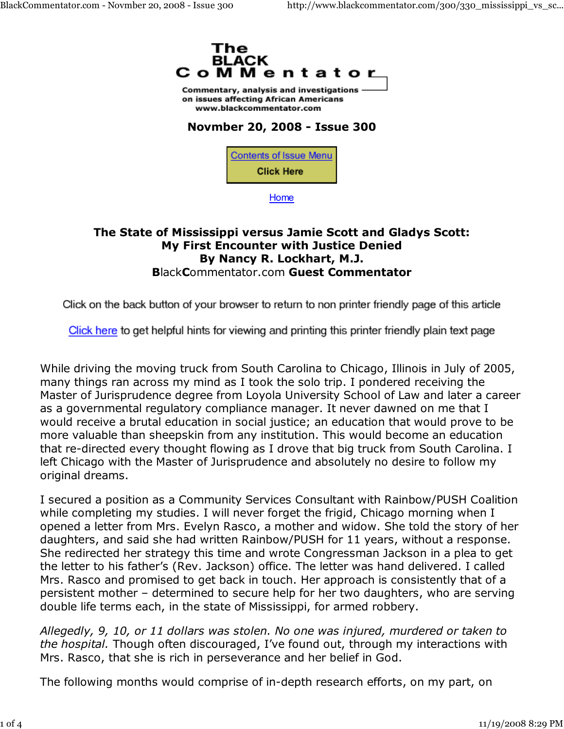The BLACK CoMMentator

Commentary, analysis and investigations on issues affecting African Americans
www.blackcommentator.com

**Novmber 20, 2008 - Issue 300**

Contents of Issue Menu
Click Here

Home

# The State of Mississippi versus Jamie Scott and Gladys Scott: My First Encounter with Justice Denied

**By Nancy R. Lockhart, M.J.**
**B**lack**C**ommentator.com **Guest Commentator**

Click on the back button of your browser to return to non printer friendly page of this article

Click here to get helpful hints for viewing and printing this printer friendly plain text page

While driving the moving truck from South Carolina to Chicago, Illinois in July of 2005, many things ran across my mind as I took the solo trip. I pondered receiving the Master of Jurisprudence degree from Loyola University School of Law and later a career as a governmental regulatory compliance manager. It never dawned on me that I would receive a brutal education in social justice; an education that would prove to be more valuable than sheepskin from any institution. This would become an education that re-directed every thought flowing as I drove that big truck from South Carolina. I left Chicago with the Master of Jurisprudence and absolutely no desire to follow my original dreams.

I secured a position as a Community Services Consultant with Rainbow/PUSH Coalition while completing my studies. I will never forget the frigid, Chicago morning when I opened a letter from Mrs. Evelyn Rasco, a mother and widow. She told the story of her daughters, and said she had written Rainbow/PUSH for 11 years, without a response. She redirected her strategy this time and wrote Congressman Jackson in a plea to get the letter to his father's (Rev. Jackson) office. The letter was hand delivered. I called Mrs. Rasco and promised to get back in touch. Her approach is consistently that of a persistent mother – determined to secure help for her two daughters, who are serving double life terms each, in the state of Mississippi, for armed robbery.

*Allegedly, 9, 10, or 11 dollars was stolen. No one was injured, murdered or taken to the hospital.* Though often discouraged, I've found out, through my interactions with Mrs. Rasco, that she is rich in perseverance and her belief in God.

The following months would comprise of in-depth research efforts, on my part, on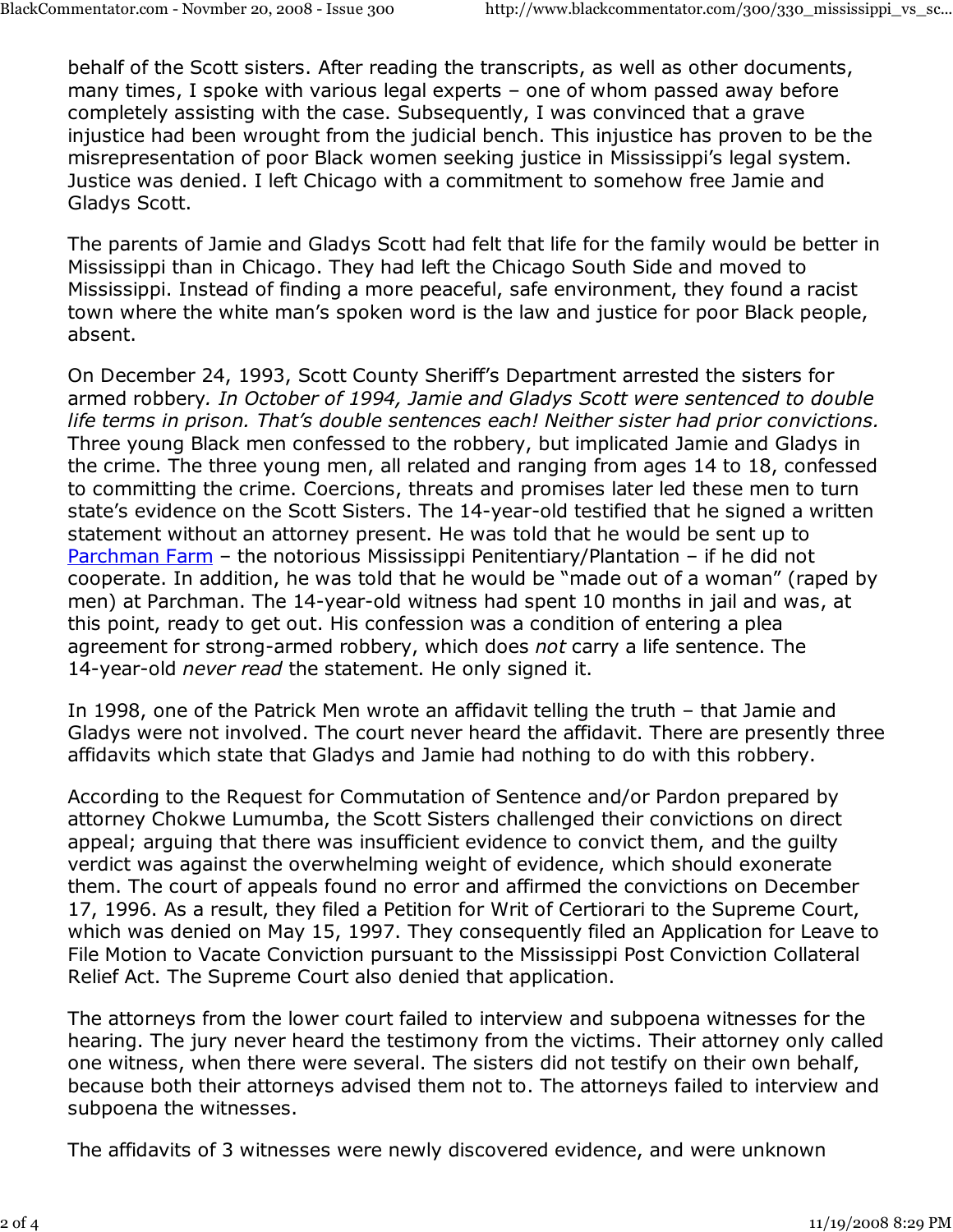behalf of the Scott sisters. After reading the transcripts, as well as other documents, many times, I spoke with various legal experts – one of whom passed away before completely assisting with the case. Subsequently, I was convinced that a grave injustice had been wrought from the judicial bench. This injustice has proven to be the misrepresentation of poor Black women seeking justice in Mississippi's legal system. Justice was denied. I left Chicago with a commitment to somehow free Jamie and Gladys Scott.

The parents of Jamie and Gladys Scott had felt that life for the family would be better in Mississippi than in Chicago. They had left the Chicago South Side and moved to Mississippi. Instead of finding a more peaceful, safe environment, they found a racist town where the white man's spoken word is the law and justice for poor Black people, absent.

On December 24, 1993, Scott County Sheriff's Department arrested the sisters for armed robbery. *In October of 1994, Jamie and Gladys Scott were sentenced to double life terms in prison. That's double sentences each! Neither sister had prior convictions.* Three young Black men confessed to the robbery, but implicated Jamie and Gladys in the crime. The three young men, all related and ranging from ages 14 to 18, confessed to committing the crime. Coercions, threats and promises later led these men to turn state's evidence on the Scott Sisters. The 14-year-old testified that he signed a written statement without an attorney present. He was told that he would be sent up to [Parchman Farm]() – the notorious Mississippi Penitentiary/Plantation – if he did not cooperate. In addition, he was told that he would be "made out of a woman" (raped by men) at Parchman. The 14-year-old witness had spent 10 months in jail and was, at this point, ready to get out. His confession was a condition of entering a plea agreement for strong-armed robbery, which does *not* carry a life sentence. The 14-year-old *never read* the statement. He only signed it.

In 1998, one of the Patrick Men wrote an affidavit telling the truth – that Jamie and Gladys were not involved. The court never heard the affidavit. There are presently three affidavits which state that Gladys and Jamie had nothing to do with this robbery.

According to the Request for Commutation of Sentence and/or Pardon prepared by attorney Chokwe Lumumba, the Scott Sisters challenged their convictions on direct appeal; arguing that there was insufficient evidence to convict them, and the guilty verdict was against the overwhelming weight of evidence, which should exonerate them. The court of appeals found no error and affirmed the convictions on December 17, 1996. As a result, they filed a Petition for Writ of Certiorari to the Supreme Court, which was denied on May 15, 1997. They consequently filed an Application for Leave to File Motion to Vacate Conviction pursuant to the Mississippi Post Conviction Collateral Relief Act. The Supreme Court also denied that application.

The attorneys from the lower court failed to interview and subpoena witnesses for the hearing. The jury never heard the testimony from the victims. Their attorney only called one witness, when there were several. The sisters did not testify on their own behalf, because both their attorneys advised them not to. The attorneys failed to interview and subpoena the witnesses.

The affidavits of 3 witnesses were newly discovered evidence, and were unknown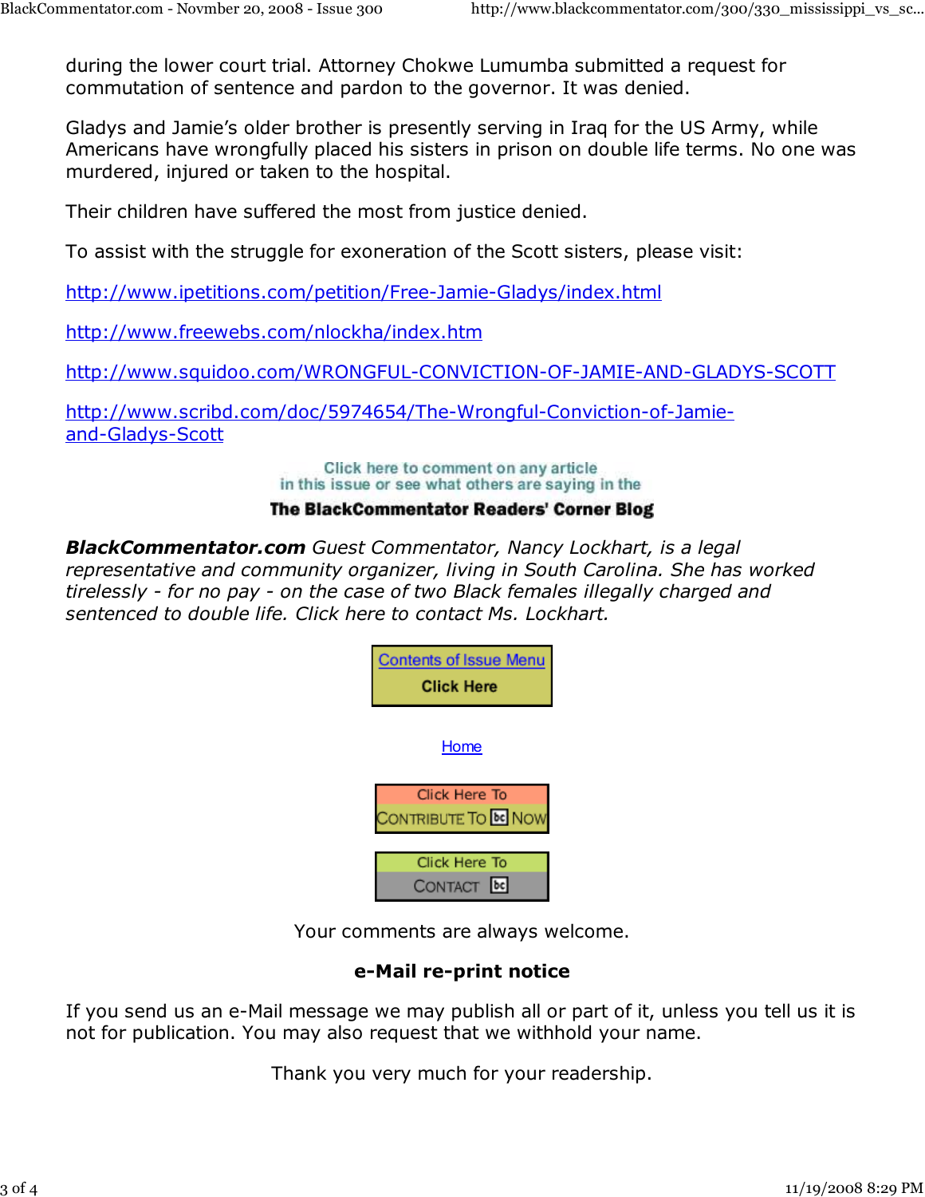during the lower court trial. Attorney Chokwe Lumumba submitted a request for commutation of sentence and pardon to the governor. It was denied.

Gladys and Jamie's older brother is presently serving in Iraq for the US Army, while Americans have wrongfully placed his sisters in prison on double life terms. No one was murdered, injured or taken to the hospital.

Their children have suffered the most from justice denied.

To assist with the struggle for exoneration of the Scott sisters, please visit:

http://www.ipetitions.com/petition/Free-Jamie-Gladys/index.html

http://www.freewebs.com/nlockha/index.htm

http://www.squidoo.com/WRONGFUL-CONVICTION-OF-JAMIE-AND-GLADYS-SCOTT

http://www.scribd.com/doc/5974654/The-Wrongful-Conviction-of-Jamie-and-Gladys-Scott

Click here to comment on any article in this issue or see what others are saying in the

**The BlackCommentator Readers' Corner Blog**

***BlackCommentator.com*** *Guest Commentator, Nancy Lockhart, is a legal representative and community organizer, living in South Carolina. She has worked tirelessly - for no pay - on the case of two Black females illegally charged and sentenced to double life. Click here to contact Ms. Lockhart.*

Contents of Issue Menu
Click Here

Home

Click Here To CONTRIBUTE To bc NOW

Click Here To CONTACT bc

Your comments are always welcome.

**e-Mail re-print notice**

If you send us an e-Mail message we may publish all or part of it, unless you tell us it is not for publication. You may also request that we withhold your name.

Thank you very much for your readership.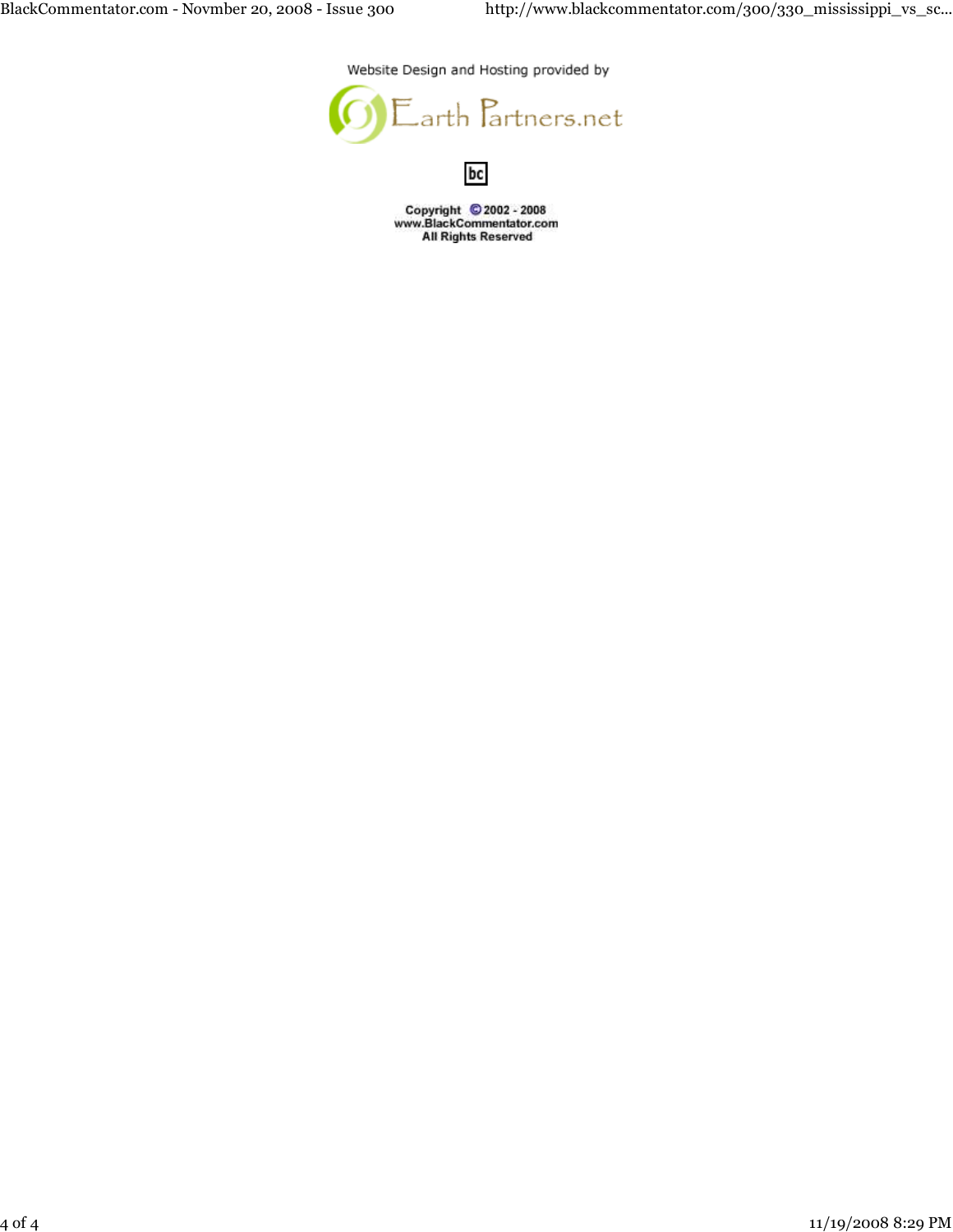Website Design and Hosting provided by

Earth Partners.net

bc

Copyright © 2002 - 2008
www.BlackCommentator.com
All Rights Reserved